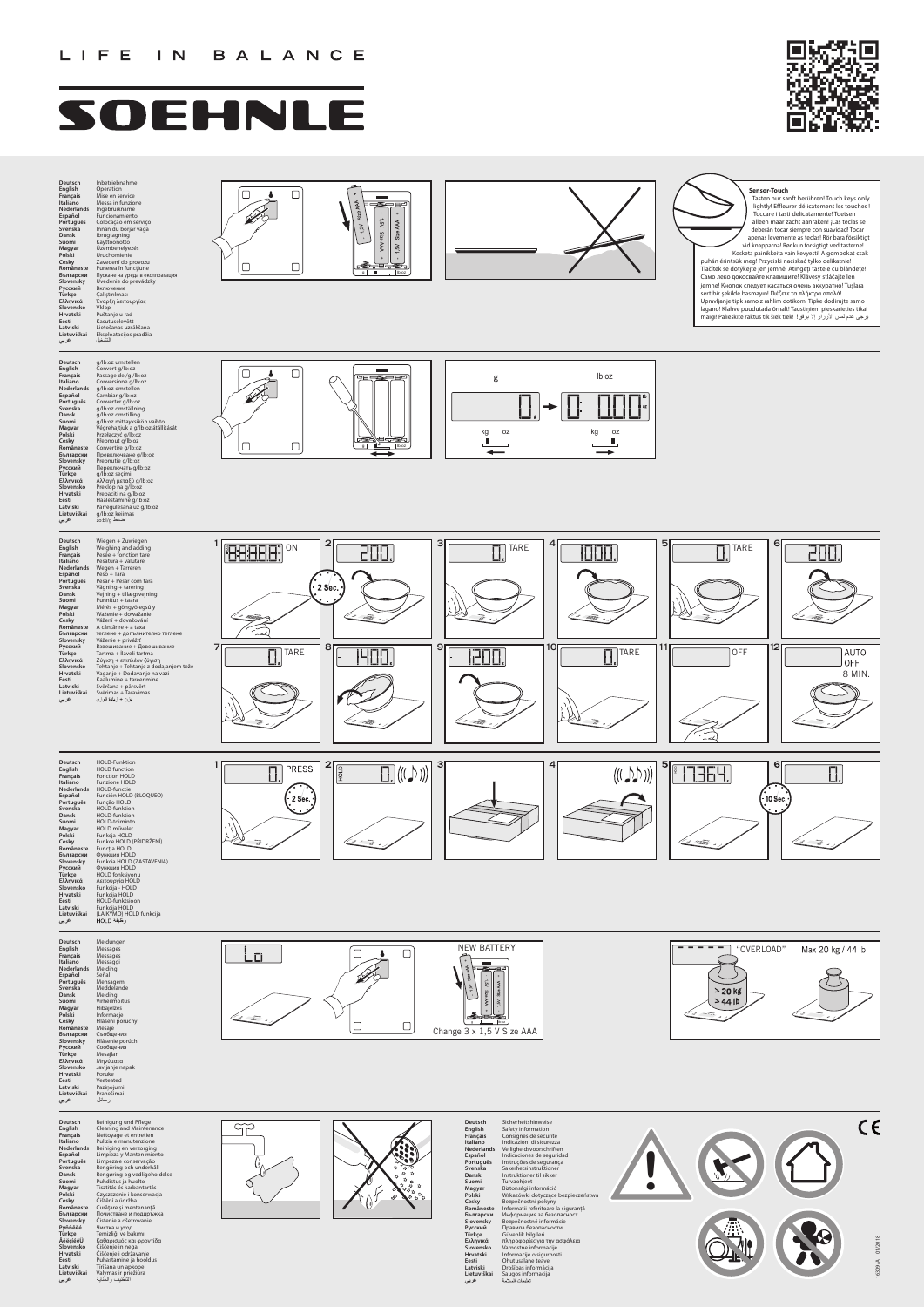LIFE IN BALANCE

# SOEHNLE

**Deutsch** Inbetriebnahme
**English** Operation
**Français** Mise en service
**Italiano** Messa in funzione
**Nederlands** Ingebruikname
**Español** Funcionamiento
**Português** Colocação em serviço
**Svenska** Innan du börjar väga
**Dansk** Ibrugtagning
**Suomi** Käyttöönotto
**Magyar** Üzembehelyezés
**Polski** Uruchomienie
**Cesky** Zavedení do provozu
**Româneste** Punerea în funcţiune
**Български** Пускане на уреда в експлоатация
**Slovensky** Uvedenie do prevádzky
**Русский** Включение
**Türkçe** Çalıştırılması
**Ελληνικά** Έναρξη λειτουργίας
**Slovensko** Vklop
**Hrvatski** Puštanje u rad
**Eesti** Kasutuselevõtt
**Latviski** Lietošanas uzsākšana
**Lietuviškai** Eksploatacijos pradžia
**عربي** التشغيل

**Sensor-Touch**
Tasten nur sanft berühren! Touch keys only lightly! Effleurer délicatement les touches ! Toccare i tasti delicatamente! Toetsen alleen maar zacht aanraken! ¡Las teclas se deberán tocar siempre con suavidad! Tocar apenas levemente as teclas! Rör bara försiktigt vid knapparna! Rør kun forsigtigt ved tasterne! Kosketa painikkeita vain kevyesti! A gombokat csak puhán érintsük meg! Przyciski naciskać tylko delikatnie! Tlačítek se dotýkejte jen jemně! Atingeţi tastele cu blândeţe! Само леко докосвайте клавишите! Klávesy stláčajte len jemne! Кнопок следует касаться очень аккуратно! Tuşlara sert bir şekilde basmayın! Πιέζετε τα πλήκτρα απαλά! Upravljanje tipk samo z rahlim dotikom! Tipke dodirujte samo lagano! Klahve puudutada õrnalt! Taustiņiem pieskarieties tikai maigi! Palieskite raktus tik šiek tiek! يرجى عدم لمس الأزرار إلا برفق!

**Deutsch** g/lb:oz umstellen
**English** Convert g/lb:oz
**Français** Passage de /g /lb:oz
**Italiano** Conversione g/lb:oz
**Nederlands** g/lb:oz omstellen
**Español** Cambiar g/lb:oz
**Português** Converter g/lb:oz
**Svenska** g/lb:oz omställning
**Dansk** g/lb:oz omstilling
**Suomi** g/lb:oz mittayksikön vaihto
**Magyar** Végrehajtjuk a g/lb:oz átállítását
**Polski** Przełączyć g/lb:oz
**Cesky** Přepnout g/lb:oz
**Româneste** Convertire g/lb:oz
**Български** Превключване g/lb:oz
**Slovensky** Prepnutie g/lb:oz
**Русский** Переключать g/lb:oz
**Türkçe** g/lb:oz seçimi
**Ελληνικά** Αλλαγή μεταξύ g/lb:oz
**Slovensko** Preklop na g/lb:oz
**Hrvatski** Prebaciti na g/lb:oz
**Eesti** Häälestamine g/lb:oz
**Latviski** Pārregulēšana uz g/lb:oz
**Lietuviškai** g/lb:oz keimas
**عربي** ضبط g/lb:oz

g — lb:oz — kg oz — kg oz

**Deutsch** Wiegen + Zuwiegen
**English** Weighing and adding
**Français** Pesée + fonction tare
**Italiano** Pesatura + valutare
**Nederlands** Wegen + Tarreren
**Español** Peso + Tara
**Português** Pesar + Pesar com tara
**Svenska** Vägning + tarering
**Dansk** Vejning + tillægsvejning
**Suomi** Punnitus + taara
**Magyar** Mérés + göngyölegsúly
**Polski** Ważenie + doważanie
**Cesky** Vážení + dovažování
**Româneste** A cântări + a taxa
**Български** теглене + допълнително теглене
**Slovensky** Váženie + prívážiť
**Русский** Взвешивание + Довешивание
**Türkçe** Tartma + İlaveli tartma
**Ελληνικά** Ζύγιση + επιπλέον ζύγιση
**Slovensko** Tehtanje + Tehtanje z dodajanjem teže
**Hrvatski** Vaganje + Dodavanje na vazi
**Eesti** Kaalumine + tareerimine
**Latviski** Svēršana + pārsvērt
**Lietuviškai** Svėrimas + Taravimas
**عربي** وزن + زيادة الوزن

1 ON — 2 200 (2 Sec.) — 3 0 TARE — 4 1000 — 5 0 TARE — 6 200 — 7 0 TARE — 8 1400 — 9 -1200 — 10 0 TARE — 11 OFF — 12 AUTO OFF 8 MIN.

**Deutsch** HOLD-Funktion
**English** HOLD function
**Français** Fonction HOLD
**Italiano** Funzione HOLD
**Nederlands** HOLD-functie
**Español** Función HOLD (BLOQUEO)
**Português** Função HOLD
**Svenska** HOLD-funktion
**Dansk** HOLD-funktion
**Suomi** HOLD-toiminto
**Magyar** HOLD müvelet
**Polski** Funkcja HOLD
**Cesky** Funkce HOLD (PŘIDRŽENÍ)
**Româneste** Funcţia HOLD
**Български** Функция HOLD
**Slovensky** Funkcia HOLD (ZASTAVENIA)
**Русский** Функция HOLD
**Türkçe** HOLD fonksiyonu
**Ελληνικά** Λειτουργία HOLD
**Slovensko** Funkcija - HOLD
**Hrvatski** Funkcija HOLD
**Eesti** HOLD-funktsioon
**Latviski** Funkcija HOLD
**Lietuviškai** (LAIKYMO) HOLD funkcija
**عربي** وظيفة HOLD

1 PRESS 0 — 2 HOLD 0 (2 Sec.) — 3 — 4 — 5 17364 — 6 0 (10 Sec.)

**Deutsch** Meldungen
**English** Messages
**Français** Messages
**Italiano** Messaggi
**Nederlands** Melding
**Español** Señal
**Português** Mensagem
**Svenska** Meddelande
**Dansk** Melding
**Suomi** Virheilmoitus
**Magyar** Hibajelzés
**Polski** Informacje
**Cesky** Hlášení poruchy
**Româneste** Mesaje
**Български** Съобщения
**Slovensky** Hlásenie porúch
**Русский** Сообщения
**Türkçe** Mesajlar
**Ελληνικά** Μηνύματα
**Slovensko** Javljanje napak
**Hrvatski** Poruke
**Eesti** Veateated
**Latviski** Paziņojumi
**Lietuviškai** Pranešimai
**عربي** رسائل

Lo

NEW BATTERY
Change 3 x 1,5 V Size AAA

"OVERLOAD" Max 20 kg / 44 lb
> 20 kg
> 44 lb

**Deutsch** Reinigung und Pflege
**English** Cleaning and Maintenance
**Français** Nettoyage et entretien
**Italiano** Pulizia e manutenzione
**Nederlands** Reiniging en verzorging
**Español** Limpieza y Mantenimiento
**Português** Limpeza e conservação
**Svenska** Rengöring och underhåll
**Dansk** Rengøring og vedligeholdelse
**Suomi** Puhdistus ja huolto
**Magyar** Tisztítás és karbantartás
**Polski** Czyszczenie i konserwacja
**Cesky** Čištění a údržba
**Româneste** Curăţare şi mentenanţă
**Български** Почистване и поддръжка
**Slovensky** Čistenie a ošetrovanie
**Русский** Чистка и уход
**Türkçe** Temizliği ve bakımı
**Ελληνικά** Καθαρισμός και φροντίδα
**Slovensko** Čiščenje in nega
**Hrvatski** Čišćenje i održavanje
**Eesti** Puhastamine ja hooldus
**Latviski** Tīrīšana un apkope
**Lietuviškai** Valymas ir priežiūra
**عربي** التنظيف والعناية

**Deutsch** Sicherheitshinweise
**English** Safety information
**Français** Consignes de securite
**Italiano** Indicazioni di sicurezza
**Nederlands** Veiligheidsvoorschriften
**Español** Indicaciones de seguridad
**Português** Instruções de segurança
**Svenska** Säkerhetsinstruktioner
**Dansk** Instruktioner til sikker
**Suomi** Turvaohjeet
**Magyar** Biztonsági információ
**Polski** Wskazówki dotyczące bezpieczeństwa
**Cesky** Bezpečnostní pokyny
**Româneste** Informaţii referitoare la siguranţă
**Български** Информация за безопасност
**Slovensky** Bezpečnostné informácie
**Русский** Правила безопасности
**Türkçe** Güvenlik bilgileri
**Ελληνικά** πληροφορίες για την ασφάλεια
**Slovensko** Varnostne informacije
**Hrvatski** Informacije o sigurnosti
**Eesti** Ohutusalane teave
**Latviski** Drošības informācija
**Lietuviškai** Saugos informacija
**عربي** تعليمات السلامة

CE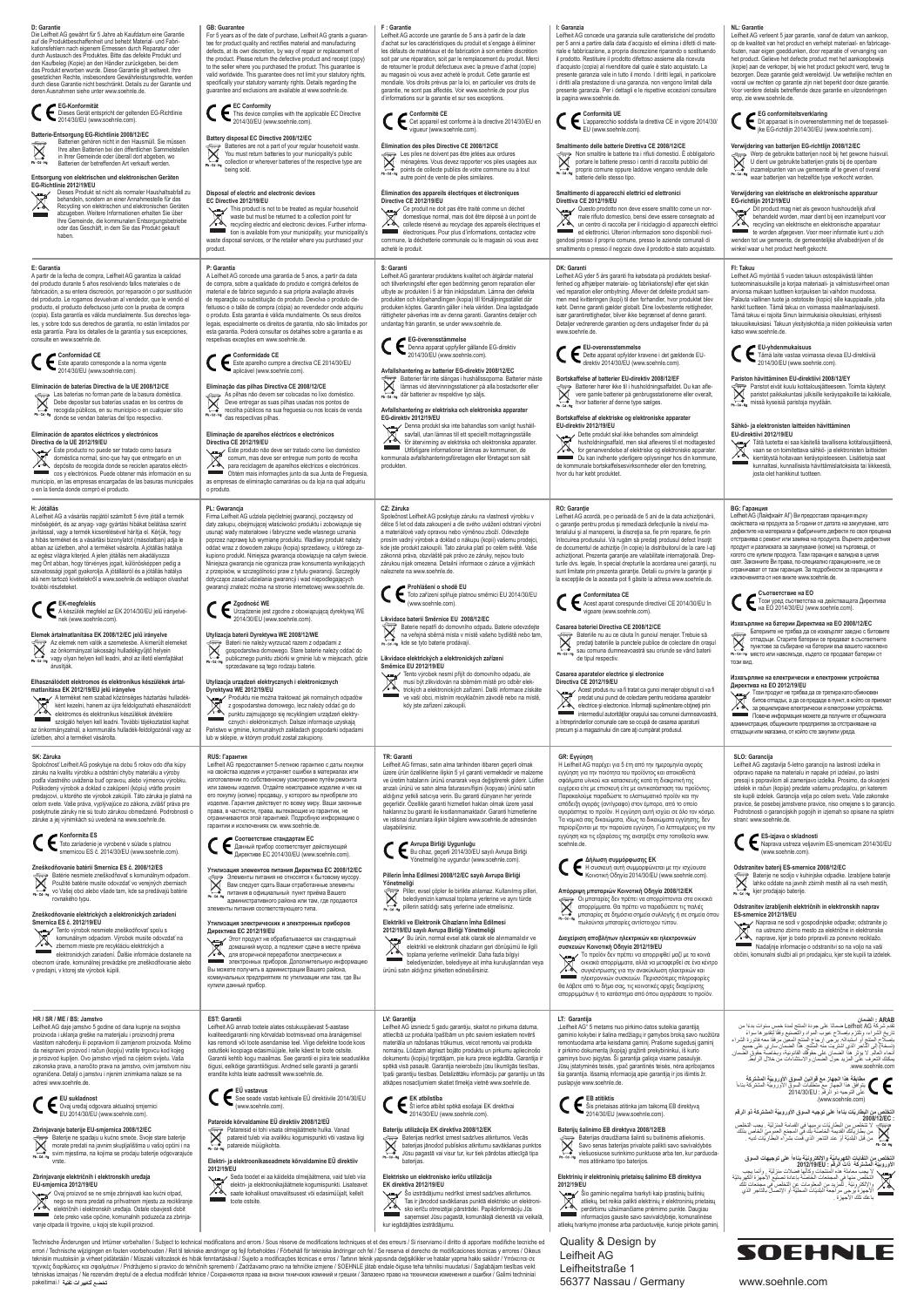## D: Garantie

Die Leifheit AG gewährt für 5 Jahre ab Kaufdatum eine Garantie auf die Produkteeschaffenheit und behebt Material- und Fabrikationsfehlern nach eigenem Ermessen durch Reparatur oder durch Austausch des Produktes. Bitte das defekte Produkt und den Kaufbeleg (Kopie) an den Händler zurückgeben, bei dem das Produkt erworben wurde. Diese Garantie gilt weltweit. Ihre gesetzlichen Rechte, insbesondere Gewährleistungsrechte, werden durch diese Garantie nicht beschränkt. Details zu der Garantie und deren Ausnahmen siehe unter www.soehnle.de.

**EG-Konformität**
Dieses Gerät entspricht der geltenden EG-Richtlinie 2014/30/EU (www.soehnle.com).

**Batterie-Entsorgung EG-Richtlinie 2008/12/EC**
Batterien gehören nicht in den Hausmüll. Sie müssen Ihre alten Batterien bei den öffentlichen Sammelstellen in Ihrer Gemeinde oder überall dort abgeben, wo Batterien der betreffenden Art verkauft werden.

**Entsorgung von elektrischen und elektronischen Geräten EG-Richtlinie 2012/19/EU**
Dieses Produkt ist nicht als normaler Haushaltsabfall zu behandeln, sondern an einer Annahmestelle für das Recycling von elektrischen und elektronischen Geräten abzugeben. Weitere Informationen erhalten Sie über Ihre Gemeinde, die kommunalen Entsorgungsbetriebe oder das Geschäft, in dem Sie das Produkt gekauft haben.

## GB: Guarantee

For 5 years as of the date of purchase, Leifheit AG grants a guarantee for product quality and rectifies material and manufacturing defects, at its own discretion, by way of repair or replacement of the product. Please return the defective product and receipt (copy) to the seller where you purchased the product. This guarantee is valid worldwide. This guarantee does not limit your statutory rights, specifically your statutory warranty rights. Details regarding the guarantee and exclusions are available at www.soehnle.de.

**EC Conformity**
This device complies with the applicable EC Directive 2014/30/EU (www.soehnle.com).

**Battery disposal EC Directive 2008/12/EC**
Batteries are not a part of your regular household waste. You must return batteries to your municipality's public collection or wherever batteries of the respective type are being sold.

**Disposal of electric and electronic devices EC Directive 2012/19/EU**
This product is not to be treated as regular household waste but must be returned to a collection point for recycling electric and electronic devices. Further information is available from your municipality, your municipality's waste disposal services, or the retailer where you purchased your product.

## F : Garantie

Leifheit AG accorde une garantie de 5 ans à partir de la date d'achat sur les caractéristiques du produit et s'engage à éliminer les défauts de matériaux et de fabrication à son entière discrétion soit par une réparation, soit par le remplacement du produit. Merci de retourner le produit défectueux avec la preuve d'achat (copie) au magasin où vous avez acheté le produit. Cette garantie est mondiale. Vos droits prévus par la loi, en particulier vos droits de garantie, ne sont pas affectés. Voir www.soehnle.de pour plus d'informations sur la garantie et sur ses exceptions.

**Conformité CE**
Cet appareil est conforme à la directive 2014/30/EU en vigueur (www.soehnle.com).

**Élimination des piles Directive CE 2008/12/CE**
Les piles ne doivent pas être jetées aux ordures ménagères. Vous devez rapporter vos piles usagées aux points de collecte publics de votre commune ou à tout autre point de vente de piles similaires.

**Élimination des appareils électriques et électroniques Directive CE 2012/19/EU**
Ce produit ne doit pas être traité comme un déchet domestique normal, mais doit être déposé à un point de collecte réservé au recyclage des appareils électriques et électroniques. Pour plus d'informations, contactez votre commune, la déchetterie communale ou le magasin où vous avez acheté le produit.

## I: Garanzia

Leifheit AG concede una garanzia sulle caratteristiche del prodotto per 5 anni a partire dalla data d'acquisto ed elimina i difetti di materiale e fabbricazione, a propria discrezione riparando o sostituendo il prodotto. Restituire il prodotto difettoso insieme alla ricevuta d'acquisto (copia) al rivenditore dal quale è stato acquistato. La presente garanzia vale in tutto il mondo. I diritti legali, in particolare i diritti alla prestazione di una garanzia, non vengono limitati dalla presente garanzia. Per i dettagli e le rispettive eccezioni consultare la pagina www.soehnle.de.

**Conformità UE**
L'apparecchio soddisfa la direttiva CE in vigore 2014/30/EU (www.soehnle.com).

**Smaltimento delle batterie Direttiva CE 2008/12/CE**
Non smaltire le batterie tra i rifiuti domestici. È obbligatorio portare le batterie presso i centri di raccolta pubblici del proprio comune oppure laddove vengano vendute delle batterie dello stesso tipo.

**Smaltimento di apparecchi elettrici ed elettronici Direttiva CE 2012/19/EU**
Questo prodotto non deve essere smaltito come un normale rifiuto domestico, bensì deve essere consegnato ad un centro di raccolta per il riciclaggio di apparecchi elettrici ed elettronici. Ulteriori informazioni sono disponibili rivolgendosi presso il proprio comune, presso le aziende comunali di smaltimento o presso il negozio dove il prodotto è stato acquistato.

## NL: Garantie

Leifheit AG verleent 5 jaar garantie, vanaf de datum van aankoop, op de kwaliteit van het product en verhelpt materiaal- en fabricagefouten, naar eigen goeddunken, door reparatie of vervanging van het product. Gelieve het defecte product met het aankoopbewijs (kopie) aan de verkoper, bij wie het product gekocht werd, terug te bezorgen. Deze garantie geldt wereldwijd. Uw wettelijke rechten en vooral uw rechten op garantie zijn niet beperkt door deze garantie. Voor verdere details betreffende deze garantie en uitzonderingen erop, zie www.soehnle.de.

**EG conformiteitsverklaring**
Dit apparaat is in overeenstemming met de toepasselijke EG-richtlijn 2014/30/EU (www.soehnle.com).

**Verwijdering van batterijen EG-richtlijn 2008/12/EC**
Werp de gebruikte batterijen nooit bij het gewone huisvuil. U dient uw gebruikte batterijen gratis bij de openbare inzamelpunten van uw gemeente af te geven of overal waar batterijen van hetzelfde type verkocht worden.

**Verwijdering van elektrische en elektronische apparatuur EG-richtlijn 2012/19/EU**
Dit product mag niet als gewoon huishoudelijk afval behandeld worden, maar dient bij een inzamelpunt voor recycling van elektrische en elektronische apparatuur te worden afgegeven. Voor meer informatie kunt u zich wenden tot uw gemeente, de gemeentelijke afvalbedrijven of de winkel waar u het product heeft gekocht.

## E: Garantía

A partir de la fecha de compra, Leifheit AG garantiza la calidad del producto durante 5 años resolviendo fallos materiales o de fabricación, a su criterio, por reparación o por sustitución del producto. Le rogamos devuelvan al vendedor, que le vendió el producto, el producto defectuoso junto con la prueba de compra (copia). Esta garantía es válida mundialmente. Sus derechos legales, y sobre todo sus derechos de garantía, no están limitados por esta garantía. Para los detalles de la garantía y sus excepciones, consulte en www.soehnle.de.

**Conformidad CE**
Este aparato corresponde a la norma vigente 2014/30/EU (www.soehnle.com).

**Eliminación de baterías Directiva de la UE 2008/12/CE**
Las baterías no forman parte de la basura doméstica. Debe depositar sus baterías usadas en los centros de recogida públicos, en su municipio o en cualquier sitio donde se vendan baterías del tipo respectivo.

**Eliminación de aparatos eléctricos y electrónicos Directiva de la UE 2012/19/EU**
Este producto no puede ser tratado como basura doméstica normal, sino que hay que entregarlo en un depósito de recogida donde se reciclen aparatos eléctricos y electrónicos. Puede obtener más información en su municipio, en las empresas encargadas de las basuras municipales o en la tienda donde compró el producto.

## P: Garantia

A Leifheit AG concede uma garantia de 5 anos, a partir da data de compra, sobre a qualidade do produto e corrigirá defeitos de material e de fabrico segundo a sua própria avaliação através de reparação ou substituição do produto. Devolva o produto defeituoso e o talão de compra (cópia) ao revendedor onde adquiriu o produto. Esta garantia é válida mundialmente. Os seus direitos legais, especialmente os direitos de garantia, não são limitados por esta garantia. Poderá consultar os detalhes sobre a garantia e as respetivas exceções em www.soehnle.de.

**Conformidade CE**
Este aparelho cumpre a diretiva CE 2014/30/EU aplicável (www.soehnle.com).

**Eliminação das pilhas Directiva CE 2008/12/CE**
As pilhas não devem ser colocadas no lixo doméstico. Deve entregar as suas pilhas usadas nos pontos de recolha públicos da sua freguesia ou nos locais de venda das respectivas pilhas.

**Eliminação de aparelhos eléctricos e electrónicos Directiva CE 2012/19/EU**
Este produto não deve ser tratado como lixo doméstico comum, mas deve ser entregue num ponto de recolha para reciclagem de aparelhos eléctricos e electrónicos. Obtém mais informações junto da sua Junta de Freguesia, as empresas de eliminação camarárias ou da loja na qual adquiriu o produto.

## S: Garanti

Leifheit AG garanterar produktens kvalitet och åtgärdar material och tillverkningsfel efter egen bedömning genom reparation eller utbyte av produkten i 5 år från inköpsdatum. Lämna den defekta produkten och köpehandlingen (kopia) till försäljningsstället där produkten köptes. Garantin gäller i hela världen. Dina lagstadgade rättigheter, särskilt dina garantirättigheter, begränsas inte av denna garanti. Garantins detaljer och undantag från garantin, se under www.soehnle.de.

**EG-överensstämmelse**
Denna apparat uppfyller gällande EG-direktiv 2014/30/EU (www.soehnle.com).

**Avfallshantering av batterier EG-direktiv 2008/12/EC**
Batterier får inte slängas i hushållssoporna. Batterier måste lämnas vid återvinningsstationer på alla bostadsorter eller där batterier av respektive typ säljs.

**Avfallshantering av elektriska och elektroniska apparater EG-direktiv 2012/19/EU**
Denna produkt ska inte behandlas som vanligt hushållsavfall, utan lämnas till ett speciellt mottagningsställe för återvinning av elektriska och elektroniska apparater. Ytterligare information lämnas av kommunen, de kommunala avfallshanteringsföretagen eller företaget som sålt produkten.

## DK: Garanti

Leifheit AG yder 5 års garanti fra købsdata på produktets beskaffenhed og afhjælper materiale- og fabrikationsfejl efter eget skøn ved reparation eller ombytning. Aflever det defekte produkt sammen med kvitteringen (kopi) til den forhandler, hvor produktet blev købt. Denne garanti gælder globalt. Dine lovbestemte rettigheder, især garantirettigheder, begrænses ikke af denne garanti. Detaljer vedrørende garantien og dens undtagelser finder du på www.soehnle.de.

**EU-overensstemmelse**
Dette apparat opfylder kravene i det gældende EU-direktiv 2014/30/EU (www.soehnle.com).

**Bortskaffelse af batterier EU-direktiv 2008/12/EF**
Batterier må ikke bortskaffes med husholdningsaffaldet. Du kan aflevere gamle batterier på genbrugsstationerne eller overalt, hvor batterier af denne type sælges.

**Bortskaffelse af elektriske og elektroniske apparater EU-direktiv 2012/19/EU**
Dette produkt skal ikke behandles som almindeligt husholdningsaffald, men skal afleveres til et modtagested for genanvendelse af elektrisk og elektronisk apparatur. Du kan indhente yderligere oplysninger hos din kommune, de kommunale bortskaffelsesvirksomheder eller den forretning, hvor du har købt produktet.

## FI: Takuu

Leifheit AG myöntää 5 vuoden takuun ostopäivästä lähtien tuoteominaisuuksille ja korjaa materiaali- ja valmistusvirheet oman arvionsa mukaan tuotteen korjauksen tai vaihdon muodossa. Palauta viallinen tuote ja ostotosite (kopio) sille kauppiaalle, jolta hankit tuotteen. Tämä takuu on voimassa maailmanlaajuisesti. Tämä takuu ei rajoita Sinun lainmukaisia oikeuksiasi, erityisesti takuuoikeuksiasi. Takuun yksityiskohtia ja niiden poikkeuksia varten katso www.soehnle.de.

**EY-yhdenmukaisuus**
Tämä laite vastaa voimassa olevaa EU-direktiiviä 2014/30/EU (www.soehnle.com).

**Paristojen hävittäminen EU-direktiivi 2008/12/EY**
Paristot eivät kuulu kotitalousjätteeseen. Toimita käytetyt paristot paikkakuntasi julkisille keräyspaikoille tai kaikkialle, missä kyseisiä paristoja myydään.

**Sähkö- ja elektronisten laitteiden hävittäminen EU-direktiivi 2012/19/EU**
Tätä tuotetta ei saa käsitellä tavallisena kotitalousjätteenä, vaan se on toimitettava sähkö- ja elektroniikkalaitteiden kierrätystä hoitavaan keräyspisteeseen. Lisätietoja saat kunnaltasi, kunnallisista hävittämislaitoksista tai liikkeestä, josta olet hankkinut tuotteen.

## H: Jótállás

A Leifheit AG a vásárlás napjától számított 5 évre jótáll a termék minőségéért, és az anyag- vagy gyártási hibákat belátása szerint javítással, vagy a termék kicserélésével hárítja el. Kérjük, hogy a hibás terméket és a vásárlási bizonylatot (másolatban) adja le abban az üzletben, ahol a terméket vásárolta. A jótállás hatálya az egész világra kiterjed. A jelen jótállás nem akadályozza meg Önt abban, hogy törvényes jogait, különösképpen pedig a szavatossági jogait gyakorolja. A jótállásról és a jótállás hatálya alá nem tartozó kivételekről a www.soehnle.de weblapon olvashat további részleteket.

**EK-megfelelés**
A készülék megfelel az EK 2014/30/EU jelű irányelvének (www.soehnle.com).

**Elemek ártalmatlanítása EK 2008/12/EC jelű irányelve**
Az elemek nem valók a szemetesbe. A kimerült elemeket az önkormányzat lakossági hulladékgyűjtő helyein vagy olyan helyen kell leadni, ahol az illető elemfajtákat árusítják.

**Elhasználódott elektromos és elektronikus készülékek ártalmatlanítása EK 2012/19/EU jelű irányelve**
A terméket nem szabad közönséges háztartási hulladékként kezelni, hanem az ilyen feldolgozására elhasználódott elektromos és elektronikus készülékek átvételére szolgáló helyen kell leadni. További tájékoztatást kaphat az önkormányzatnál, a kommunális hulladék-feldolgozónál vagy az üzletben, ahol a terméket vásárolta.

## PL: Gwarancja

Firma Leifheit AG udziela pięcioletniej gwarancji, początkowy od daty zakupu, obejmującej właściwości produktu i zobowiązuje się usunąć wady materiałowe i fabryczne według własnego uznania poprzez naprawę lub wymianę produktu. Wadliwy produkt należy oddać wraz z dowodem zakupu (kopią) sprzedawcy, u którego zakupiono produkt. Niniejsza gwarancja obowiązuje na całym świecie. Niniejsza gwarancja nie ogranicza praw konsumenta wynikających z przepisów, w szczególności praw z tytułu gwarancji. Szczegóły dotyczące zasad udzielania gwarancji i wad nieobjętegwarancją znaleźć można na stronie internetowej www.soehnle.de.

**Zgodność WE**
Urządzenie jest zgodne z obowiązującą dyrektywą WE 2014/30/EU (www.soehnle.com).

**Utylizacja baterii Dyrektywa WE 2008/12/WE**
Baterii nie należy wyrzucać razem z odpadami z gospodarstwa domowego. Stare baterie należy oddać do publicznego punktu zbiórki w gminie lub w miejscach, gdzie sprzedawane są tego rodzaju baterie.

**Utylizacja urządzeń elektrycznych i elektronicznych Dyrektywa WE 2012/19/EU**
Produktu nie można traktować jak normalnych odpadów z gospodarstwa domowego, lecz należy oddać go do punktu zajmującego się recyklingiem urządzeń elektrycznych i elektronicznych. Dalsze informacje uzyskają Państwo w gminie, komunalnych zakładach gospodarki odpadami lub w sklepie, w którym produkt został zakupiony.

## CZ: Záruka

Společnost Leifheit AG poskytuje záruku na vlastnosti výrobku v délce 5 let od data zakoupení a dle svého uvážení odstraní vzniklé materiálové vady opravou nebo výměnou zboží. Odevzdejte prosím vadný výrobek a doklad o nákupu (kopii) vašemu prodejci, kde jste produkt zakoupili. Tato záruka platí po celém světě. Vaše zákonná práva, obzvláště pak právo ze záruky, nejsou touto zárukou nijak omezena. Detailní informace o záruce a výjimkách naleznete na www.soehnle.de.

**Prohlášení o shodě EU**
Tento zařízení splňuje platnou směrnici EU 2014/30/EU (www.soehnle.com).

**Likvidace baterií Směrnice EU 2008/12/EC**
Baterie nepatří do domovního odpadu. Baterie odevzdejte na veřejná sběrná místa v místě vašeho bydliště nebo tam, kde se tyto baterie prodávají.

**Likvidace elektrických a elektronických zařízení Směrnice EU 2012/19/EU**
Tento výrobek nesmí přijít do domovního odpadu, ale musí být zlikvidován na sběrném místě pro odpad elektrických a elektronických zařízení. Další informace získáte ve vaší obci, místním recyklačním závodě nebo na místě, kde jste zařízení zakoupili.

## RO: Garanție

Leifheit AG acordă, pe o perioadă de 5 ani de la data achiziționării, o garanție pentru produs și remediază defecțiunile la nivelul materialului și al manoperei, la discreția sa, fie prin reparare, fie prin înlocuirea produsului. Vă rugăm să predați produsul defect însoțit de documentul de achiziție (în copie) la distribuitorul de la care l-ați achiziționat. Prezenta garanție are valabilitate internațională. Drepturile dvs. legale, în special drepturile la acordarea unei garanții, nu sunt limitate prin prezenta garanție. Detalii cu privire la garanție și la excepțiile de la aceasta pot fi găsite la adresa www.soehnle.de.

**Conformitatea CE**
Acest aparat corespunde directivei CE 2014/30/EU în vigoare (www.soehnle.com).

**Casarea bateriei Directiva CE 2008/12/CE**
Bateriile nu au ce căuta în gunoiul menajer. Trebuie să predați bateriile la punctele publice de colectare din orașul sau comuna dumneavoastră sau oriunde se vând baterii de tipul respectiv.

**Casarea aparatelor electrice și electronice Directiva CE 2012/19/EU**
Acest produs nu va fi tratat ca gunoi menajer obișnuit ci va fi predat unui punct de colectare pentru reciclarea aparatelor electrice și electronice. Informații suplimentare obțineți prin intermediul autorităților orașului sau comunei dumneavoastră, a întreprinderilor comunale care se ocupă de casarea aparaturii precum și a magazinului din care ați cumpărat produsul.

## BG: Гаранция

Leifheit AG (Лайфхайт АГ) Ви предоставя гаранция върху свойствата на продукта за 5 години от датата на закупуване, като дефектите на материала и фабричните дефекти по своя преценка отстранява с ремонт или замяна на продукта. Върнете дефектния продукт и разписката за закупуване (копие) на търговеца, от когото сте купили продукта. Тази гаранция е валидна в целия свят. Законните Ви права, по-специално гаранционните, не се ограничават от тази гаранция. За подробности за гаранцията и изключенията от нея вижте www.soehnle.de.

**Съответствие на ЕО**
Този уред съответства на действащата Директива на ЕО 2014/30/EU (www.soehnle.com).

**Изхвърляне на батерии Директива на ЕО 2008/12/ЕС**
Батериите не трябва да се изхвърлят заедно с битовите отпадъци. Старите батерии се предават в съответните пунктове за събиране на батерии във вашето населено място или навсякъде, където се продават батерии от този вид.

**Изхвърляне на електрически и електронни устройства Директива на ЕО 2012/19/EU**
Този продукт не трябва да се третира като обикновен битов отпадък, а да се предаде в пункт, в който се приемат за рециклиране електрически и електронни устройства. Повече информация можете да получите от общинската администрация, общинските предприятия за сметосъбиране на отпадъци или магазина, от който сте закупили уреда.

## SK: Záruka

Spoločnosť Leifheit AG poskytuje na dobu 5 rokov odo dňa kúpy záruku na kvalitu výrobku a odstráni chyby materiálu a výroby podľa vlastného uváženia buď opravou, alebo výmenou výrobku. Poškodený výrobok a doklad o zakúpení (kópiu) vráťte prosím predajcovi, u ktorého ste výrobok zakúpili. Táto záruka je platná na celom svete. Vaše práva, vyplývajúce zo zákona, zvlášť práva pre poskytnutie záruky nie sú touto zárukou obmedzené. Podrobnosti o záruke a jej výnimkách sú uvedená na www.soehnle.de.

**Konformita ES**
Toto zariadenie je vyrobené v súlade s platnou smernicou ES č. 2014/30/EU (www.soehnle.com).

**Zneškodňovanie batérií Smernica ES č. 2008/12/ES**
Batérie nesmiete zneškodňovať s komunálnym odpadom. Použité batérie musíte odovzdať na verejných zberných miestach vo Vašej obci alebo všade tam, kde sa predávajú batérie rovnakého typu.

**Zneškodňovanie elektrických a elektronických zariadení Smernica ES č. 2012/19/EU**
Tento výrobok nesmiete zneškodňovať spolu s komunálnym odpadom. Výrobok musíte odovzdať na zbernom mieste pre recykláciu elektrických a elektronických zariadení. Ďalšie informácie dostanete na obecnom úrade, komunálnej prevádzke pre zneškodňovanie alebo v predajni, v ktorej ste výrobok kúpili.

## RUS: Гарантия

Leifheit AG предоставляет 5-летнюю гарантию с даты покупки на свойства изделия и устраняет ошибки в материалах или изготовлении по собственному усмотрению путем ремонта или замены изделия. Отдайте неисправное изделие и чек на его покупку (копию) продавцу, у которого вы приобрели это изделие. Гарантия действует по всему миру. Ваши законные права, в частности, права, вытекающие из гарантии, не ограничиваются этой гарантией. Подробную информацию о гарантии и исключениях см. www.soehnle.de.

**Соответствие стандартам ЕС**
Данный прибор соответствует действующей Директиве ЕС 2014/30/EU (www.soehnle.com).

**Утилизация элементов питания Директива ЕС 2008/12/ЕС**
Элементы питания не относятся к бытовому мусору. Вам следует сдать Ваши отработанные элементы питания в официальный пункт приема Вашего административного района или там, где продаются элементы питания соответствующего типа.

**Утилизация электрических и электронных приборов Директива ЕС 2012/19/EU**
Этот продукт не обрабатывается как стандартный домашний мусор, а подлежит сдаче в месте приема для вторичной переработки электрических и электронных приборов. Дополнительную информацию Вы можете получить в администрации Вашего района, коммунальных предприятиях по утилизации или там, где Вы купили данный прибор.

## TR: Garanti

Leifheit AG firması, satın alma tarihinden itibaren geçerli olmak üzere ürün özelliklerine ilişkin 5 yıl garanti vermektedir ve malzeme ve üretim hatalarını ürünü onararak veya değiştirerek giderir. Lütfen arızalı ürünü ve satın alma faturasını/fişini (kopyası) ürünü satın aldığınız yetkili satıcıya verin. Bu garanti dünyanın her yerinde geçerlidir. Özellikle garanti hizmetleri hakları olmak üzere yasal haklarınız bu garanti ile kısıtlanmamaktadır. Garanti hizmetlerine ve istisnai durumlara ilişkin bilgilere www.soehnle.de adresinden ulaşabilirsiniz.

**Avrupa Birliği Uygunluğu**
Bu cihaz, geçerli 2014/30/EU sayılı Avrupa Birliği Yönetmeliği'ne uygundur (www.soehnle.com).

**Pillerin İmha Edilmesi 2008/12/EC sayılı Avrupa Birliği Yönetmeliği**
Piller, evsel çöpler ile birlikte atılamaz. Kullanılmış pilleri, belediyenizin kamusal toplama yerlerine ve aynı türde pillerin satıldığı satış yerlerine iade etmelisiniz.

**Elektrikli ve Elektronik Cihazların İmha Edilmesi 2012/19/EU sayılı Avrupa Birliği Yönetmeliği**
Bu ürün, normal evsel atık olarak ele alınmamalıdır ve elektrikli ve elektronik cihazların geri dönüşümü ile ilgili toplama yerlerine verilmelidir. Daha fazla bilgiyi belediyenizden, belediyeye ait imha kuruluşlarından veya ürünü satın aldığınız şirketten edinebilirsiniz.

## GR: Εγγύηση

Η Leifheit AG παρέχει για 5 έτη από την ημερομηνία αγοράς εγγύηση για την ποιότητα του προϊόντος και αποκαθιστά ελαττώματα υλικών και κατασκευής κατά τη διακριτική της ευχέρεια είτε με επισκευή είτε με αντικατάσταση του προϊόντος. Παρακαλούμε παραδώστε το ελαττωματικό προϊόν και την απόδειξη αγοράς (αντίγραφο) στον έμπορο, από το οποίο αγοράσατε το προϊόν. Η εγγύηση αυτή ισχύει σε όλο τον κόσμο. Τα νομικά σας δικαιώματα, ιδίως τα δικαιώματα εγγύησης, δεν περιορίζονται με την παρούσα εγγύηση. Για λεπτομέρειες για την εγγύηση και τις εξαιρέσεις της ανατρέξτε στην τοποθεσία www.soehnle.de.

**Δήλωση συμμόρφωσης ΕΚ**
Η συσκευή αυτή συμμορφώνεται με την ισχύουσα Κοινοτική Οδηγία 2014/30/EU (www.soehnle.com).

**Απόρριψη μπαταριών Κοινοτική Οδηγία 2008/12/ΕΚ**
Οι μπαταρίες δεν πρέπει να απορρίπτονται στα οικιακά απορρίμματα. Θα πρέπει να παραδώσετε τις παλιές μπαταρίες σε δημόσια σημεία συλλογής ή σε σημεία όπου πωλούνται μπαταρίες αντίστοιχου τύπου.

**Διαχείριση αποβλήτων ηλεκτρικών και ηλεκτρονικών συσκευών Κοινοτική Οδηγία 2012/19/EU**
Το προϊόν δεν πρέπει να απορριφθεί μαζί με τα κοινά οικιακά απορρίμματα, αλλά να μεταφερθεί σε ένα κέντρο συγκέντρωσης για την ανακύκλωση ηλεκτρικών και ηλεκτρονικών συσκευών. Περισσότερες πληροφορίες θα λάβετε από το δήμο σας, τις κοινοτικές αρχές διαχείρισης απορριμμάτων ή το κατάστημα από όπου αγοράσατε το προϊόν.

## SLO: Garancija

Leifheit AG zagotavlja 5-letno garancijo na lastnosti izdelka in odpravo napake na materialu in napake pri izdelavi, po lastni presoji s popravilom ali zamenjavo izdelka. Prosimo, da okvarjeni izdelek in račun (kopija) predate vašemu prodajalcu, pri katerem ste kupili izdelek. Garancija velja po celem svetu. Vaše zakonske pravice, še posebej garancijske pravice, niso omejene s to garancijo. Podrobnosti o garancijskih pogojih in izjemah so opisane na spletni strani: www.soehnle.de.

**ES-izjava o skladnosti**
Naprava ustreza veljavnim ES-smernicam 2014/30/EU (www.soehnle.com).

**Odstranitev baterij ES-smernice 2008/12/EC**
Baterije ne sodijo v kuhinjske odpadke. Izrabljene baterije lahko oddate na javnih zbirnih mestih ali na vseh mestih, kjer prodajajo baterije.

**Odstranitev izrabljenih električnih in elektronskih naprav ES-smernice 2012/19/EU**
Naprava ne sodi v gospodinjske odpadke; odstranite jo na ustrezno zbirno mesto za električne in elektronske naprave, kjer jo bodo pripravili za ponovno reciklažo. Nadaljnje informacije o odstranitvi so na voljo na vaši občini, komunalni službi ali pri prodajalcu, kjer ste kupili ta izdelek.

## HR / SR / ME / BS: Jamstvo

Leifheit AG daje jamstvo 5 godine od dana kupnje na svojstva proizvoda i ukloniti greške na materijalu i proizvodnji prema vlastitom nahođenju ili popravkom ili zamjenom proizvoda. Molimo da neispravni proizvod i račun (kopiju) vratite trgovcu kod kojeg je proizvod kupljen. Ovo jamstvo vrijedi na cijelom svijetu. Vaša zakonska prava, a naročito prava na jamstvo, ovim jamstvom nisu ograničena. Detalji o jamstvu i njenim iznimkama nalaze se na adresi www.soehnle.de.

**CE sukladnost**
Ovaj uređaj odgovara aktualnoj smjernici EU 2014/30/EU (www.soehnle.com).

**Zbrinjavanje baterije EU-smjernica 2008/12/EC**
Baterije ne spadaju u kućno smeće. Svoje stare baterije morate predati na javnim skupljalištima u vašoj općini i na svim mjestima, na kojima se prodaju baterije odgovarajuće vrste.

**Zbrinjavanje električnih i elektronskih uređaja EU-smjernica 2012/19/EU**
Ovaj proizvod se ne smije zbrinjavati kao kućni otpad, nego se mora predati na prihvatnom mjestu za reciklianje električnih i elektroničkih uređaja. Ostale obavijesti dobit ćete preko vaše općine, komunalnih poduzeća za zbrinjavanje otpada ili trgovine, u kojoj ste kupili proizvod.

## EST: Garantii

Leifheit AG annab tootele alates ostukuupäevast 5-aastase kvaliteedigarantii ning kõrvaldab kvaliteedi ning kõrvaldab materjali- ja tootmisvead oma äranägemisel kas remondi või toote asendamise teel. Vigane defektne toode koos ostutšeki koopiaga edasimüüjale, kelle käest te toote ostsite. Garantii kehtib kogu maailmas. See garantii ei piira teie seadusjärgseid õigusi, eelkõige garantiiõigusi. Andmed selle garantii ja garantii erandite kohta leiate aadressilt www.soehnle.de.

**EÜ vastavus**
See seade vastab kehtivale EÜ direktiivile 2014/30/EU (www.soehnle.com).

**Patareide kõrvaldamine EÜ direktiiv 2008/12/EÜ**
Patareisid ei tohi visata olmejäätmete hulka. Vanad patareid tuleb viia avalikku kogumispunkti või vastava liigi patareide müügikohta.

**Elektri- ja elektroonikaseadmete kõrvaldamine EÜ direktiiv 2012/19/EU**
Seda toodet ei saa käidelda olmejäätmena, vaid tuleb viia elektri- ja elektroonikajäätmete kogumispunkti. Lisateavet saate kohalikust omavalitsusest või edasimüüjalt, kellelt toote ostsite.

## LV: Garantija

Leifheit AG piešķir produktam 5 gadu garantiju, skaitot no pirkuma datuma, attiecībā uz produkta īpašībām un pēc saviem ieskatiem novērš materiāla un ražošanas trūkumus, veicot remontu vai produkta nomaiņu. Lūdzam atgriezt bojāto produktu un pirkumu apliecinošo dokumentu (kopiju) tirgotājam, pie kura prece iegādāta. Garantija ir spēkā visā pasaulē. Garantija neierobežo jūsu likumīgās tiesības, īpaši garantijas tiesības. Detalizētāku informāciju par garantiju un tās atkāpes skatiet mājaslapā www.soehnle.de.

**EK atbilstība**
Šī ierīce atbilst spēkā esošajai EK direktīvai 2014/30/EU (www.soehnle.com).

**Bateriju utilizācija EK direktīva 2008/12/EK**
Baterijas nedrīkst izmest sadzīves atkritumos. Vecās baterijas jānodod publiskos atkritumu savākšanas punktos Jūsu pagastā vai visur tur, kur tiek pārdotas attiecīgā tipa baterijas.

**Elektrisko un elektronisko ierīču utilizācija EK direktīva 2012/19/EU**
Šo produktu nedrīkst izmest kopā ar sadzīves atkritumiem. Tas ir jānodod savākšanas punktā elektrisko un elektronisko ierīču otrreizējai pārstrādei. Papildinformāciju Jūs saņemsiet Jūsu pagastā, komunālajā dienestā vai veikalā, kur iegādājāties izstrādājumu.

## LT: Garantija

„Leifheit AG" 5 metams nuo pirkimo datos suteikia garantiją gaminio kokybei ir šalina medžiagų ir gamybos broką savo nuožiūra remontuodama arba keisdama gaminį. Prašome sugedusį gaminį ir pirkimo dokumentą (kopiją) grąžinti prekybininkui, iš kurio įsigijote gaminį. Ši garantija galioja visame pasaulyje. Jūsų įstatyminės teisės, ypač garantinės teisės, nėra apribojamos šia garantija. Išsamią informaciją apie garantiją ir jos išimtis žr. puslapyje www.soehnle.de.

**EB atitiktis**
Šis prietaisas atitinka jam taikomą EB direktyvą 2014/30/EU (www.soehnle.com).

**Baterijų šalinimo EB direktyva 2008/12/EB**
Baterijas draudžiama šalinti su buitinėmis atliekomis. Savo senas baterijas privalote palikti savo savivaldybės viešuosiuose surinkimo punktuose arba ten, kur parduodamos atitinkamo tipo baterijos.

**Elektrinių ir elektroninių prietaisų šalinimo EB direktyva 2012/19/EU**
Šio gaminio negalima tvarkyti kaip įprastinių buitinių atliekų, bet reikia palikti elektrinių ir elektroninių prietaisų perdirbimo utilizavimo surinkimo priėmimo punkte. Daugiau informacijos gausite savo savivaldybėje, komunalinės atliekų tvarkymo įmonėse arba parduotuvėje, kurioje pirkote gaminį.

## ARAB : الضمان

تقدم شركة Leifheit AG ضمانًا على جودة المنتج لمدة خمس سنوات بدءًا من تاريخ الشراء، وتلتزم بإصلاح عيوب المواد والتصنيع وفقًا لتقديرها الخاص بإصلاح المنتج أو استبداله. يرجى إرجاع المنتج المعيب مرفقًا معه فاتورة الشراء (نسخة) إلى البائع الذي اشتريت منه المنتج. هذا الضمان ساري على مستوى العالم. لا يؤثر هذا الضمان على حقوقك القانونية، وخاصة حقوق الضمان. لمعرفة التفاصيل المتعلقة بالضمان والاستثناءات يرجى زيارة www.soehnle.de.

**مطابقة هذا الجهاز مع قوانين السوق الأوروبية المشتركة**
يتوافق هذا الجهاز مع متطلبات السوق الأوروبية المشتركة بناءً على التوجيه ذو الرقم: 2014/30/EU (www.soehnle.com).

**التخلص من البطاريات بناءً على توجيه السوق الأوروبية المشتركة ذو الرقم 2008/12/EC :**
لا تتخلص من البطاريات مع النفايات المنزلية. يجب التخلص من البطاريات القديمة الخاصة بك في نقاط التجميع العامة التابعة للبلدية أو في أي مكان يتم فيه بيع البطاريات من نفس النوع.

**التخلص من الأجهزة الكهربائية والإلكترونية بناءً على توجيه السوق الأوروبية المشتركة ذات الرقم : 2012/19/EU**
لا يجب معاملة هذا المنتج كنفايات منزلية عادية، بل يجب تسليمه إلى نقطة تجميع لإعادة تدوير الأجهزة الكهربائية والإلكترونية. للمزيد من المعلومات، يرجى الاتصال بالبلدية أو بإدارة التخلص من النفايات أو بالمتجر الذي اشتريت منه المنتج.

---

Technische Änderungen und Irrtümer vorbehalten / Subject to technical modifications and errors / Sous réserve de modifications techniques et et des erreurs / Si riservano il diritto di apportare modifiche tecniche ed errori / Technische wijzigingen en fouten voorbehouden / Rätt till tekniska ändringar och fel förbehålles / Forbehold for tekniske ændringer og fejl / Se reserva el derecho de modificaciones técnicas y errores / Oikeus teknisiin muutoksiin ja virheet pidätetään / Műszaki változások és hibák fenntartásával / Sujeito a modificações técnicas e erros / Tartınır teknik yapısında değişiklikler ve hatalar yapma hakkı saklıdır / Υπόκειται σε τεχνικές διορθώσεις και σφάλματα / Pridržujemo si pravico do tehničnih sprememb / Zadržavamo pravo na tehničke izmjene / SOEHNLE jätab endale õiguse teha tehnilisi muudatusi / Saglabājam tiesības veikt tehniskas izmaiņas / Ne rezervăm dreptul de a efectua modificări tehnice / Сохраняются права на внесение технических изменений и ошибки / Запазено право на технически изменения и грешки / Galimi techniniai pakeitimai / تخضع للتغييرات تقنية

Quality & Design by
Leifheit AG
Leifheitstraße 1
56377 Nassau / Germany

SOEHNLE

www.soehnle.com